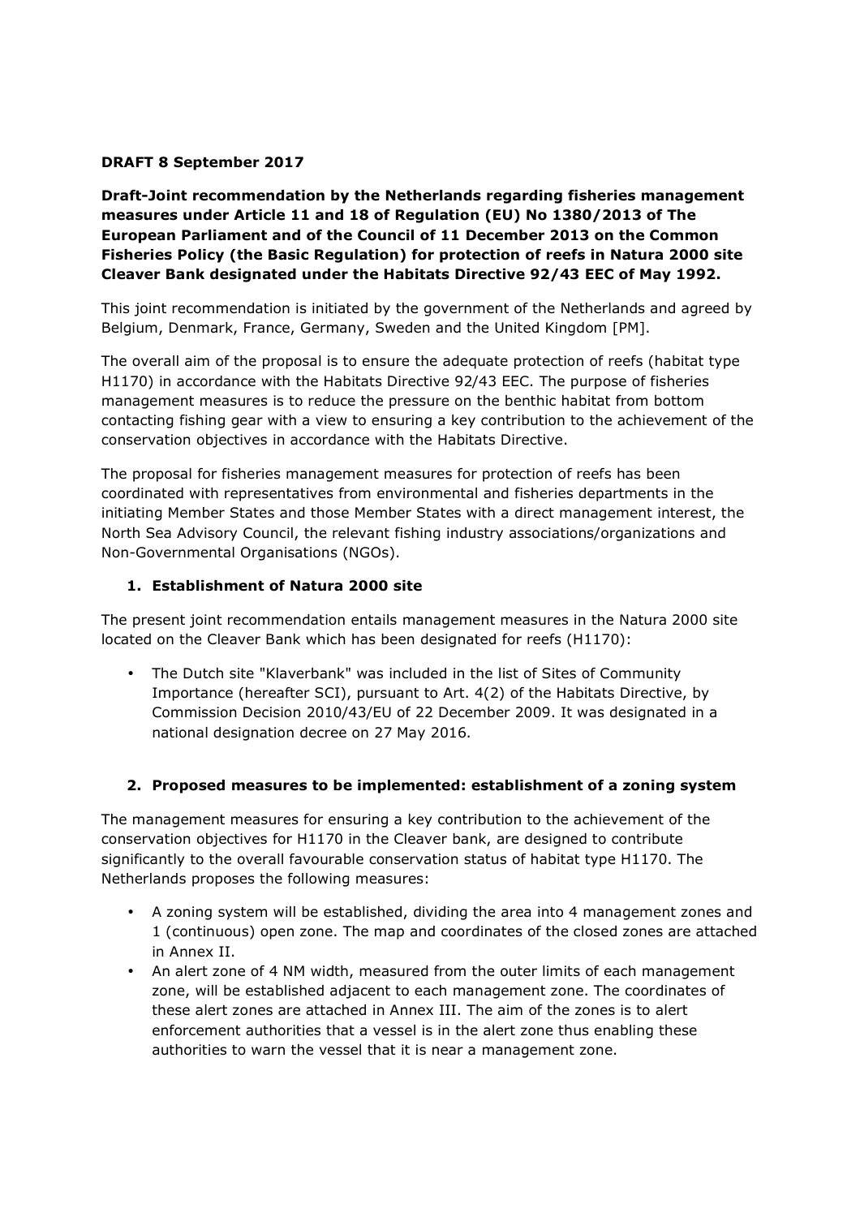**DRAFT 8 September 2017**

**Draft-Joint recommendation by the Netherlands regarding fisheries management measures under Article 11 and 18 of Regulation (EU) No 1380/2013 of The European Parliament and of the Council of 11 December 2013 on the Common Fisheries Policy (the Basic Regulation) for protection of reefs in Natura 2000 site Cleaver Bank designated under the Habitats Directive 92/43 EEC of May 1992.**

This joint recommendation is initiated by the government of the Netherlands and agreed by Belgium, Denmark, France, Germany, Sweden and the United Kingdom [PM].

The overall aim of the proposal is to ensure the adequate protection of reefs (habitat type H1170) in accordance with the Habitats Directive 92/43 EEC. The purpose of fisheries management measures is to reduce the pressure on the benthic habitat from bottom contacting fishing gear with a view to ensuring a key contribution to the achievement of the conservation objectives in accordance with the Habitats Directive.

The proposal for fisheries management measures for protection of reefs has been coordinated with representatives from environmental and fisheries departments in the initiating Member States and those Member States with a direct management interest, the North Sea Advisory Council, the relevant fishing industry associations/organizations and Non-Governmental Organisations (NGOs).

## 1. Establishment of Natura 2000 site

The present joint recommendation entails management measures in the Natura 2000 site located on the Cleaver Bank which has been designated for reefs (H1170):

- The Dutch site "Klaverbank" was included in the list of Sites of Community Importance (hereafter SCI), pursuant to Art. 4(2) of the Habitats Directive, by Commission Decision 2010/43/EU of 22 December 2009. It was designated in a national designation decree on 27 May 2016.

## 2. Proposed measures to be implemented: establishment of a zoning system

The management measures for ensuring a key contribution to the achievement of the conservation objectives for H1170 in the Cleaver bank, are designed to contribute significantly to the overall favourable conservation status of habitat type H1170. The Netherlands proposes the following measures:

- A zoning system will be established, dividing the area into 4 management zones and 1 (continuous) open zone. The map and coordinates of the closed zones are attached in Annex II.
- An alert zone of 4 NM width, measured from the outer limits of each management zone, will be established adjacent to each management zone. The coordinates of these alert zones are attached in Annex III. The aim of the zones is to alert enforcement authorities that a vessel is in the alert zone thus enabling these authorities to warn the vessel that it is near a management zone.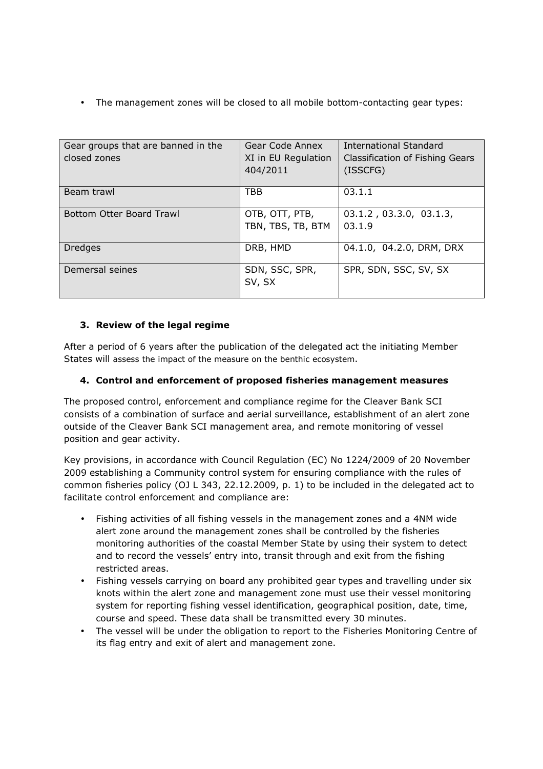- The management zones will be closed to all mobile bottom-contacting gear types:

| Gear groups that are banned in the closed zones | Gear Code Annex XI in EU Regulation 404/2011 | International Standard Classification of Fishing Gears (ISSCFG) |
|---|---|---|
| Beam trawl | TBB | 03.1.1 |
| Bottom Otter Board Trawl | OTB, OTT, PTB, TBN, TBS, TB, BTM | 03.1.2 , 03.3.0, 03.1.3, 03.1.9 |
| Dredges | DRB, HMD | 04.1.0, 04.2.0, DRM, DRX |
| Demersal seines | SDN, SSC, SPR, SV, SX | SPR, SDN, SSC, SV, SX |

### 3. Review of the legal regime

After a period of 6 years after the publication of the delegated act the initiating Member States will assess the impact of the measure on the benthic ecosystem.

### 4. Control and enforcement of proposed fisheries management measures

The proposed control, enforcement and compliance regime for the Cleaver Bank SCI consists of a combination of surface and aerial surveillance, establishment of an alert zone outside of the Cleaver Bank SCI management area, and remote monitoring of vessel position and gear activity.

Key provisions, in accordance with Council Regulation (EC) No 1224/2009 of 20 November 2009 establishing a Community control system for ensuring compliance with the rules of common fisheries policy (OJ L 343, 22.12.2009, p. 1) to be included in the delegated act to facilitate control enforcement and compliance are:

- Fishing activities of all fishing vessels in the management zones and a 4NM wide alert zone around the management zones shall be controlled by the fisheries monitoring authorities of the coastal Member State by using their system to detect and to record the vessels' entry into, transit through and exit from the fishing restricted areas.
- Fishing vessels carrying on board any prohibited gear types and travelling under six knots within the alert zone and management zone must use their vessel monitoring system for reporting fishing vessel identification, geographical position, date, time, course and speed. These data shall be transmitted every 30 minutes.
- The vessel will be under the obligation to report to the Fisheries Monitoring Centre of its flag entry and exit of alert and management zone.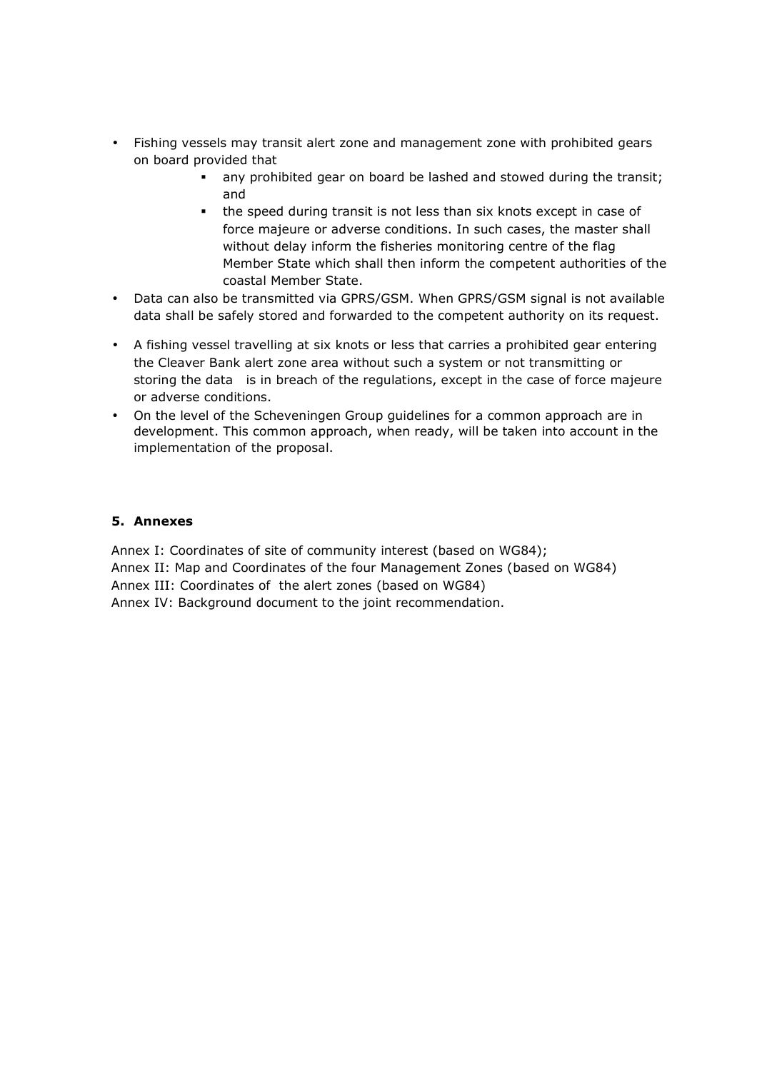- Fishing vessels may transit alert zone and management zone with prohibited gears on board provided that
  - any prohibited gear on board be lashed and stowed during the transit; and
  - the speed during transit is not less than six knots except in case of force majeure or adverse conditions. In such cases, the master shall without delay inform the fisheries monitoring centre of the flag Member State which shall then inform the competent authorities of the coastal Member State.
- Data can also be transmitted via GPRS/GSM. When GPRS/GSM signal is not available data shall be safely stored and forwarded to the competent authority on its request.
- A fishing vessel travelling at six knots or less that carries a prohibited gear entering the Cleaver Bank alert zone area without such a system or not transmitting or storing the data is in breach of the regulations, except in the case of force majeure or adverse conditions.
- On the level of the Scheveningen Group guidelines for a common approach are in development. This common approach, when ready, will be taken into account in the implementation of the proposal.

## 5. Annexes

Annex I: Coordinates of site of community interest (based on WG84);
Annex II: Map and Coordinates of the four Management Zones (based on WG84)
Annex III: Coordinates of the alert zones (based on WG84)
Annex IV: Background document to the joint recommendation.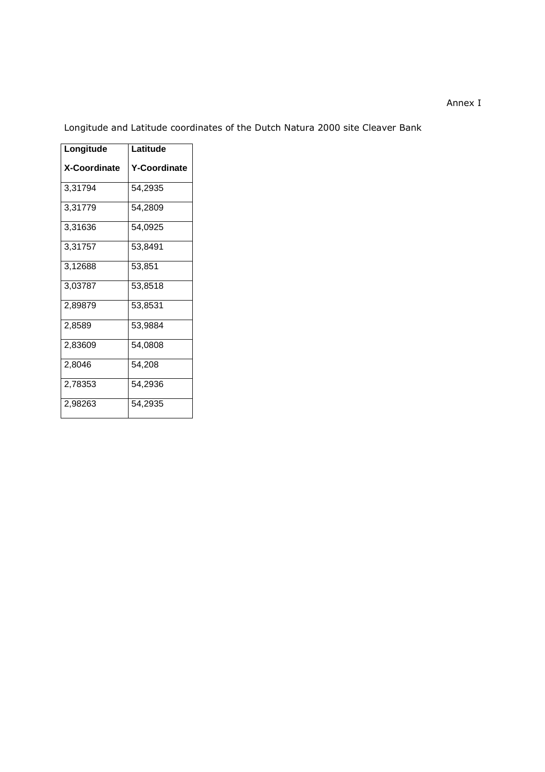Annex I

Longitude and Latitude coordinates of the Dutch Natura 2000 site Cleaver Bank

| Longitude<br>X-Coordinate | Latitude<br>Y-Coordinate |
|---|---|
| 3,31794 | 54,2935 |
| 3,31779 | 54,2809 |
| 3,31636 | 54,0925 |
| 3,31757 | 53,8491 |
| 3,12688 | 53,851 |
| 3,03787 | 53,8518 |
| 2,89879 | 53,8531 |
| 2,8589 | 53,9884 |
| 2,83609 | 54,0808 |
| 2,8046 | 54,208 |
| 2,78353 | 54,2936 |
| 2,98263 | 54,2935 |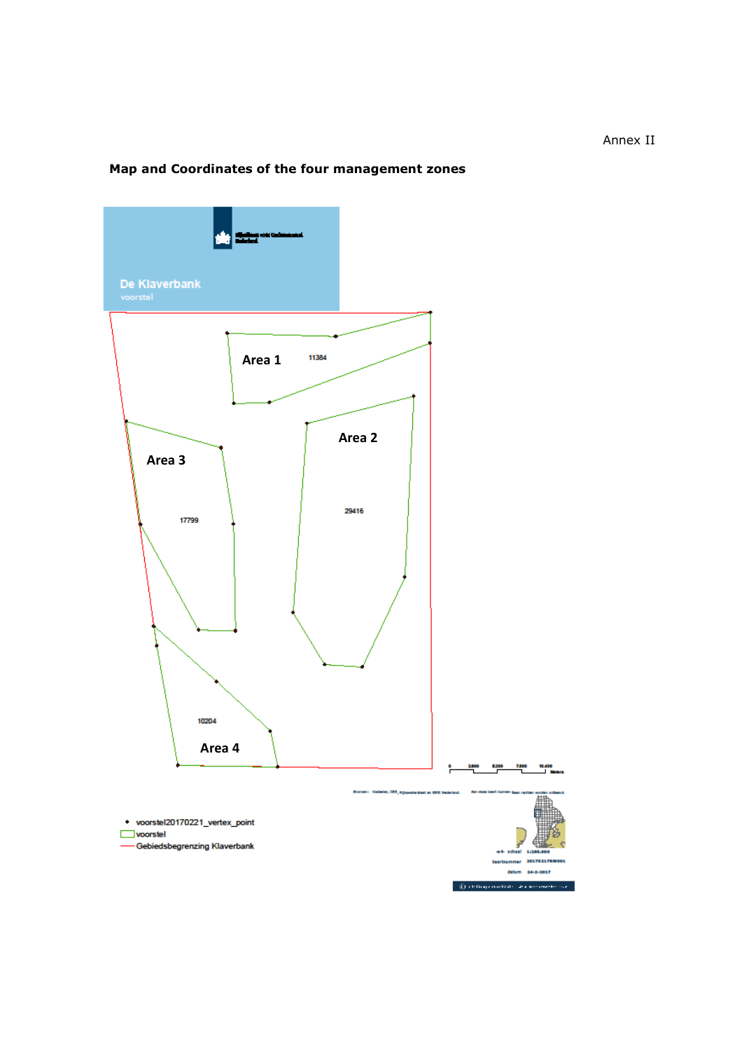Annex II

## Map and Coordinates of the four management zones

De Klaverbank
voorstel

Area 1

11384

Area 2

29416

Area 3

17799

Area 4

10204

- voorstel20170221_vertex_point
- voorstel
- Gebiedsbegrenzing Klaverbank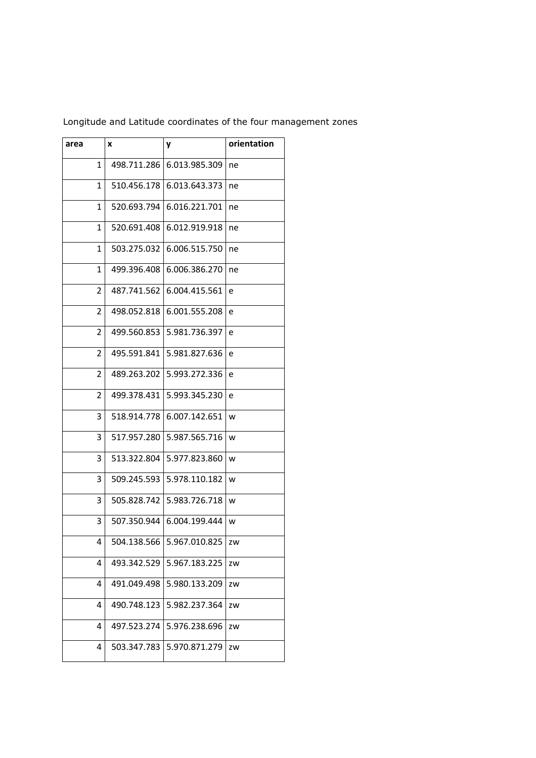Longitude and Latitude coordinates of the four management zones

| area | x | y | orientation |
|---|---|---|---|
| 1 | 498.711.286 | 6.013.985.309 | ne |
| 1 | 510.456.178 | 6.013.643.373 | ne |
| 1 | 520.693.794 | 6.016.221.701 | ne |
| 1 | 520.691.408 | 6.012.919.918 | ne |
| 1 | 503.275.032 | 6.006.515.750 | ne |
| 1 | 499.396.408 | 6.006.386.270 | ne |
| 2 | 487.741.562 | 6.004.415.561 | e |
| 2 | 498.052.818 | 6.001.555.208 | e |
| 2 | 499.560.853 | 5.981.736.397 | e |
| 2 | 495.591.841 | 5.981.827.636 | e |
| 2 | 489.263.202 | 5.993.272.336 | e |
| 2 | 499.378.431 | 5.993.345.230 | e |
| 3 | 518.914.778 | 6.007.142.651 | w |
| 3 | 517.957.280 | 5.987.565.716 | w |
| 3 | 513.322.804 | 5.977.823.860 | w |
| 3 | 509.245.593 | 5.978.110.182 | w |
| 3 | 505.828.742 | 5.983.726.718 | w |
| 3 | 507.350.944 | 6.004.199.444 | w |
| 4 | 504.138.566 | 5.967.010.825 | zw |
| 4 | 493.342.529 | 5.967.183.225 | zw |
| 4 | 491.049.498 | 5.980.133.209 | zw |
| 4 | 490.748.123 | 5.982.237.364 | zw |
| 4 | 497.523.274 | 5.976.238.696 | zw |
| 4 | 503.347.783 | 5.970.871.279 | zw |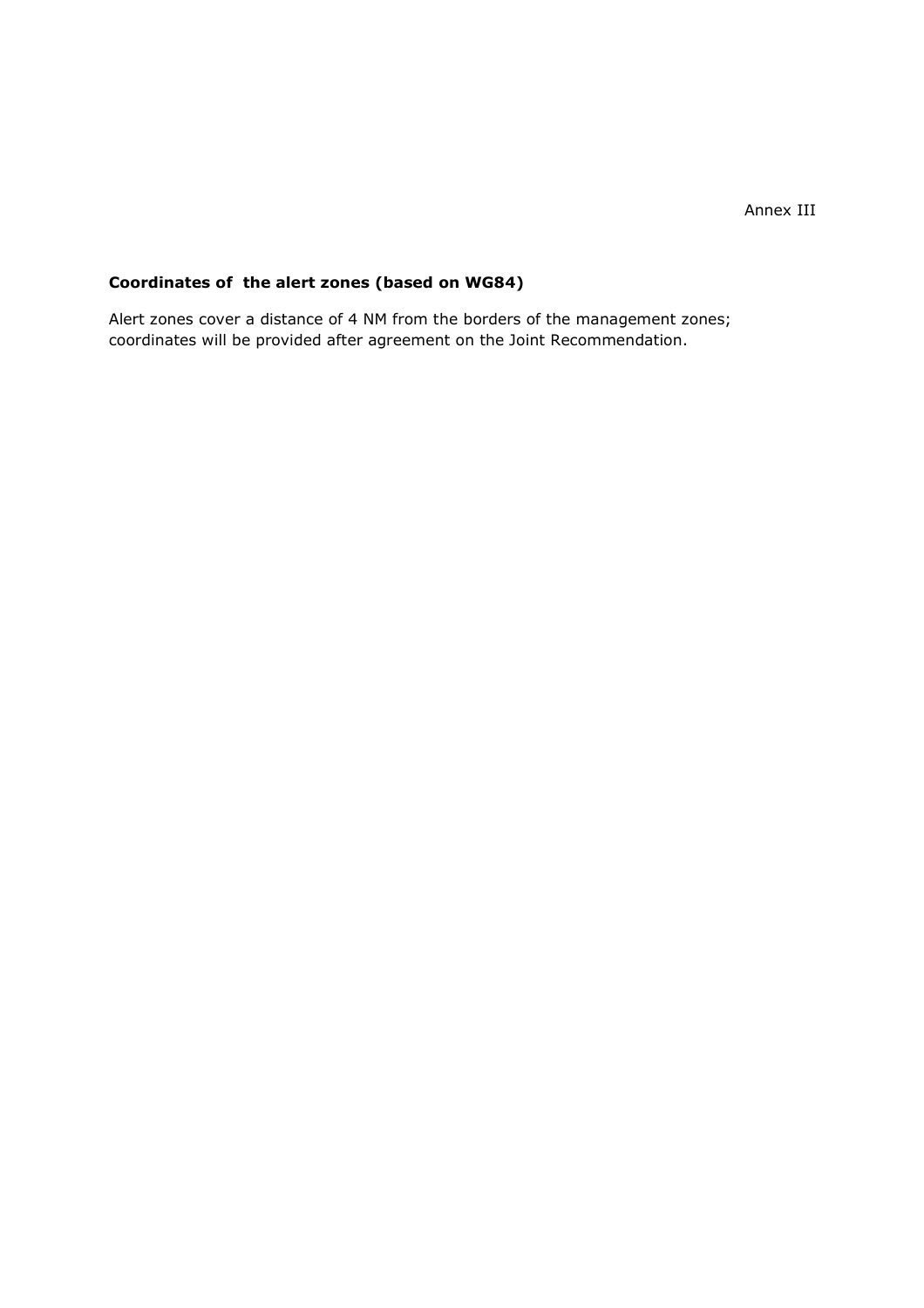Annex III

**Coordinates of the alert zones (based on WG84)**

Alert zones cover a distance of 4 NM from the borders of the management zones; coordinates will be provided after agreement on the Joint Recommendation.